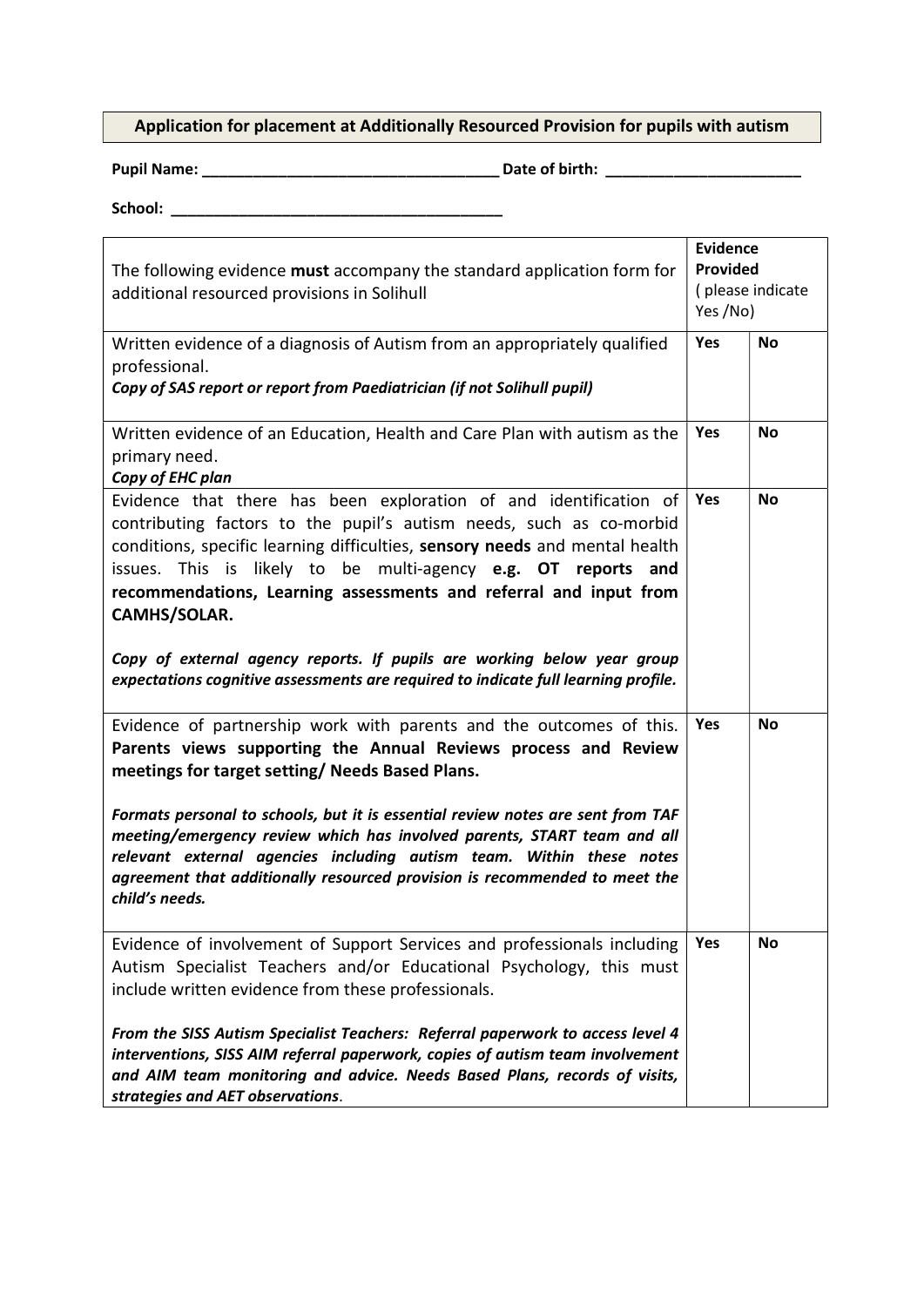**Application for placement at Additionally Resourced Provision for pupils with autism**

**Pupil Name:** ___________________________________ **Date of birth:** _______________________

**School:** _______________________________________

| The following evidence **must** accompany the standard application form for additional resourced provisions in Solihull | **Evidence Provided** ( please indicate Yes /No) | |
|---|---|---|
| Written evidence of a diagnosis of Autism from an appropriately qualified professional.<br>***Copy of SAS report or report from Paediatrician (if not Solihull pupil)*** | **Yes** | **No** |
| Written evidence of an Education, Health and Care Plan with autism as the primary need.<br>***Copy of EHC plan*** | **Yes** | **No** |
| Evidence that there has been exploration of and identification of contributing factors to the pupil's autism needs, such as co-morbid conditions, specific learning difficulties, **sensory needs** and mental health issues. This is likely to be multi-agency **e.g. OT reports and recommendations, Learning assessments and referral and input from CAMHS/SOLAR.**<br><br>***Copy of external agency reports. If pupils are working below year group expectations cognitive assessments are required to indicate full learning profile.*** | **Yes** | **No** |
| Evidence of partnership work with parents and the outcomes of this. **Parents views supporting the Annual Reviews process and Review meetings for target setting/ Needs Based Plans.**<br><br>***Formats personal to schools, but it is essential review notes are sent from TAF meeting/emergency review which has involved parents, START team and all relevant external agencies including autism team. Within these notes agreement that additionally resourced provision is recommended to meet the child's needs.*** | **Yes** | **No** |
| Evidence of involvement of Support Services and professionals including Autism Specialist Teachers and/or Educational Psychology, this must include written evidence from these professionals.<br><br>***From the SISS Autism Specialist Teachers: Referral paperwork to access level 4 interventions, SISS AIM referral paperwork, copies of autism team involvement and AIM team monitoring and advice. Needs Based Plans, records of visits, strategies and AET observations*.** | **Yes** | **No** |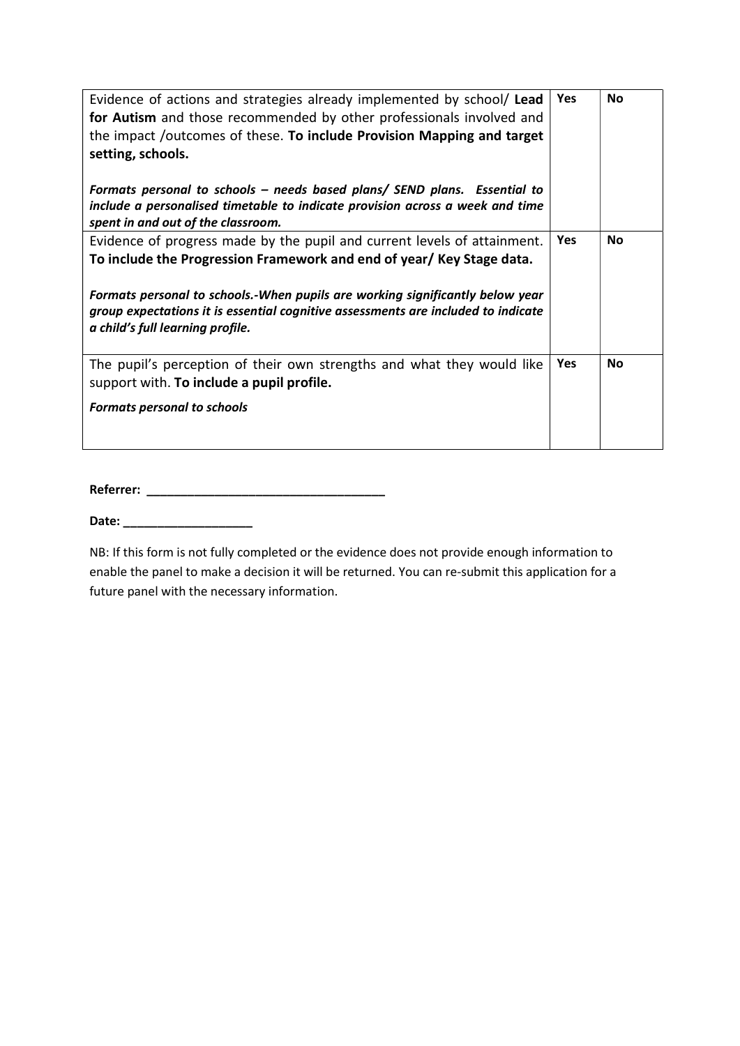| | | |
|---|---|---|
| Evidence of actions and strategies already implemented by school/ **Lead for Autism** and those recommended by other professionals involved and the impact /outcomes of these. **To include Provision Mapping and target setting, schools.**<br><br>***Formats personal to schools – needs based plans/ SEND plans. Essential to include a personalised timetable to indicate provision across a week and time spent in and out of the classroom.*** | **Yes** | **No** |
| Evidence of progress made by the pupil and current levels of attainment. **To include the Progression Framework and end of year/ Key Stage data.**<br><br>***Formats personal to schools.-When pupils are working significantly below year group expectations it is essential cognitive assessments are included to indicate a child's full learning profile.*** | **Yes** | **No** |
| The pupil's perception of their own strengths and what they would like support with. **To include a pupil profile.**<br><br>***Formats personal to schools*** | **Yes** | **No** |

**Referrer: ___________________________________**

**Date: ___________________**

NB: If this form is not fully completed or the evidence does not provide enough information to enable the panel to make a decision it will be returned. You can re-submit this application for a future panel with the necessary information.